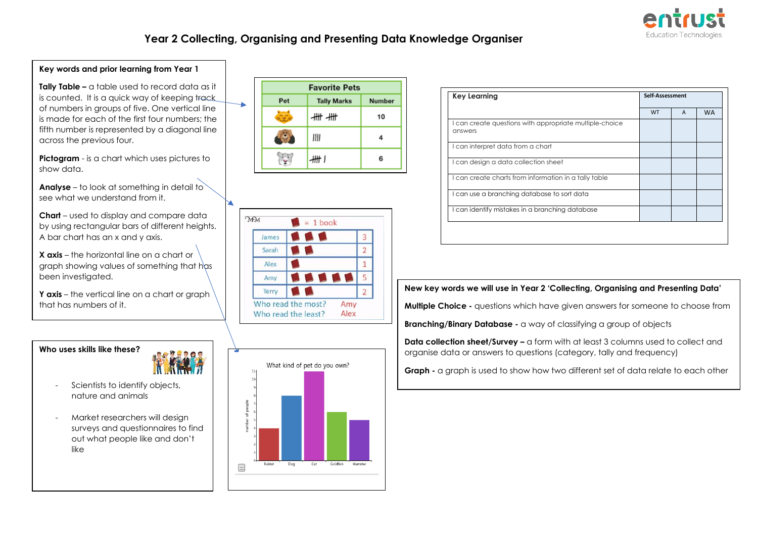# Year 2 Collecting, Organising and Presenting Data Knowledge Organiser

## Key words and prior learning from Year 1

**Tally Table –** a table used to record data as it is counted. It is a quick way of keeping track of numbers in groups of five. One vertical line is made for each of the first four numbers; the fifth number is represented by a diagonal line across the previous four.

**Pictogram** - is a chart which uses pictures to show data.

**Analyse** – to look at something in detail to see what we understand from it.

**Chart** – used to display and compare data by using rectangular bars of different heights. A bar chart has an x and y axis.

**X axis** – the horizontal line on a chart or graph showing values of something that has been investigated.

**Y axis** – the vertical line on a chart or graph that has numbers of it.

| Favorite Pets | | |
|---|---|---|
| Pet | Tally Marks | Number |
| Cat | 𝍸 𝍸 | 10 |
| Dog | \|\|\|\| | 4 |
| Mouse | 𝍸 \| | 6 |

| = 1 book | | |
|---|---|---|
| James | 📕📕📕 | 3 |
| Sarah | 📕📕 | 2 |
| Alex | 📕 | 1 |
| Amy | 📕📕📕📕📕 | 5 |
| Terry | 📕📕 | 2 |

Who read the most? Amy
Who read the least? Alex

What kind of pet do you own?

| Pet | Number of people |
|---|---|
| Rabbit | 4 |
| Dog | 8 |
| Cat | 11 |
| Goldfish | 6 |
| Hamster | 5 |

## Who uses skills like these?

- Scientists to identify objects, nature and animals
- Market researchers will design surveys and questionnaires to find out what people like and don't like

| Key Learning | Self-Assessment | | |
|---|---|---|---|
| | WT | A | WA |
| I can create questions with appropriate multiple-choice answers | | | |
| I can interpret data from a chart | | | |
| I can design a data collection sheet | | | |
| I can create charts from information in a tally table | | | |
| I can use a branching database to sort data | | | |
| I can identify mistakes in a branching database | | | |

## New key words we will use in Year 2 'Collecting, Organising and Presenting Data'

**Multiple Choice -** questions which have given answers for someone to choose from

**Branching/Binary Database -** a way of classifying a group of objects

**Data collection sheet/Survey –** a form with at least 3 columns used to collect and organise data or answers to questions (category, tally and frequency)

**Graph -** a graph is used to show how two different set of data relate to each other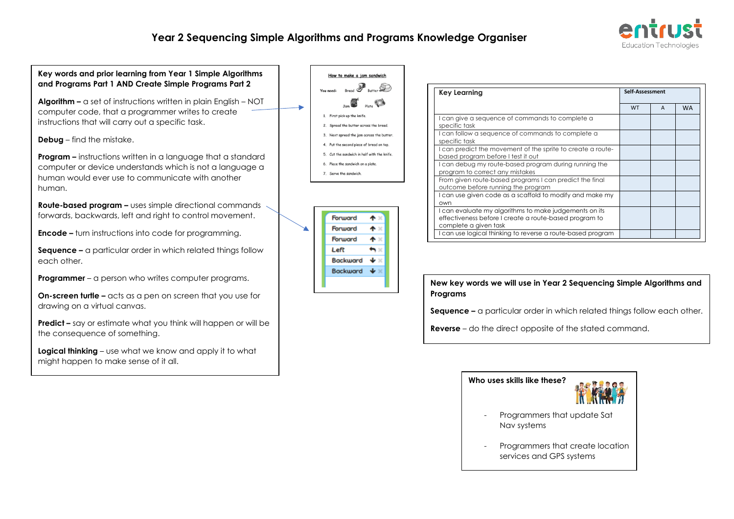# Year 2 Sequencing Simple Algorithms and Programs Knowledge Organiser

**Key words and prior learning from Year 1 Simple Algorithms and Programs Part 1 AND Create Simple Programs Part 2**

**Algorithm –** a set of instructions written in plain English – NOT computer code, that a programmer writes to create instructions that will carry out a specific task.

**Debug** – find the mistake.

**Program –** instructions written in a language that a standard computer or device understands which is not a language a human would ever use to communicate with another human.

**Route-based program –** uses simple directional commands forwards, backwards, left and right to control movement.

**Encode –** turn instructions into code for programming.

**Sequence –** a particular order in which related things follow each other.

**Programmer** – a person who writes computer programs.

**On-screen turtle –** acts as a pen on screen that you use for drawing on a virtual canvas.

**Predict –** say or estimate what you think will happen or will be the consequence of something.

**Logical thinking** – use what we know and apply it to what might happen to make sense of it all.

**How to make a jam sandwich**

You need: Bread, Butter, Jam, Plate

1. First pick up the knife.
2. Spread the butter across the bread.
3. Next spread the jam across the butter.
4. Put the second piece of bread on top.
5. Cut the sandwich in half with the knife.
6. Place the sandwich on a plate.
7. Serve the sandwich.

Forward
Forward
Forward
Left
Backward
Backward

| Key Learning | Self-Assessment | | |
|---|---|---|---|
| | WT | A | WA |
| I can give a sequence of commands to complete a specific task | | | |
| I can follow a sequence of commands to complete a specific task | | | |
| I can predict the movement of the sprite to create a route-based program before I test it out | | | |
| I can debug my route-based program during running the program to correct any mistakes | | | |
| From given route-based programs I can predict the final outcome before running the program | | | |
| I can use given code as a scaffold to modify and make my own | | | |
| I can evaluate my algorithms to make judgements on its effectiveness before I create a route-based program to complete a given task | | | |
| I can use logical thinking to reverse a route-based program | | | |

**New key words we will use in Year 2 Sequencing Simple Algorithms and Programs**

**Sequence –** a particular order in which related things follow each other.

**Reverse** – do the direct opposite of the stated command.

**Who uses skills like these?**

- Programmers that update Sat Nav systems
- Programmers that create location services and GPS systems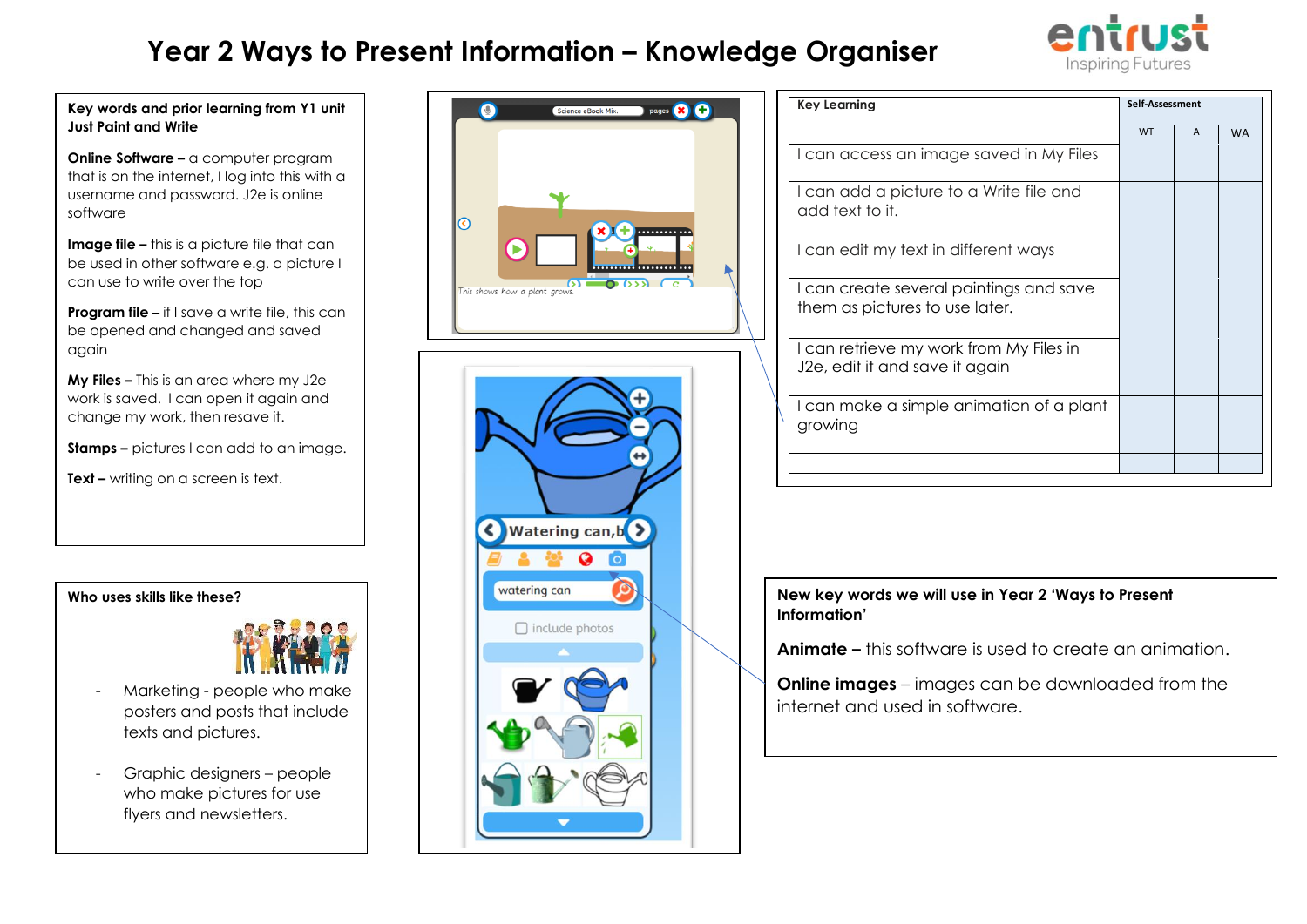# Year 2 Ways to Present Information – Knowledge Organiser

## Key words and prior learning from Y1 unit Just Paint and Write

**Online Software –** a computer program that is on the internet, I log into this with a username and password. J2e is online software

**Image file –** this is a picture file that can be used in other software e.g. a picture I can use to write over the top

**Program file** – if I save a write file, this can be opened and changed and saved again

**My Files –** This is an area where my J2e work is saved. I can open it again and change my work, then resave it.

**Stamps –** pictures I can add to an image.

**Text –** writing on a screen is text.

## Who uses skills like these?

- Marketing - people who make posters and posts that include texts and pictures.
- Graphic designers – people who make pictures for use flyers and newsletters.

| Key Learning | Self-Assessment | | |
|---|---|---|---|
| | WT | A | WA |
| I can access an image saved in My Files | | | |
| I can add a picture to a Write file and add text to it. | | | |
| I can edit my text in different ways | | | |
| I can create several paintings and save them as pictures to use later. | | | |
| I can retrieve my work from My Files in J2e, edit it and save it again | | | |
| I can make a simple animation of a plant growing | | | |
| | | | |

## New key words we will use in Year 2 'Ways to Present Information'

**Animate –** this software is used to create an animation.

**Online images** – images can be downloaded from the internet and used in software.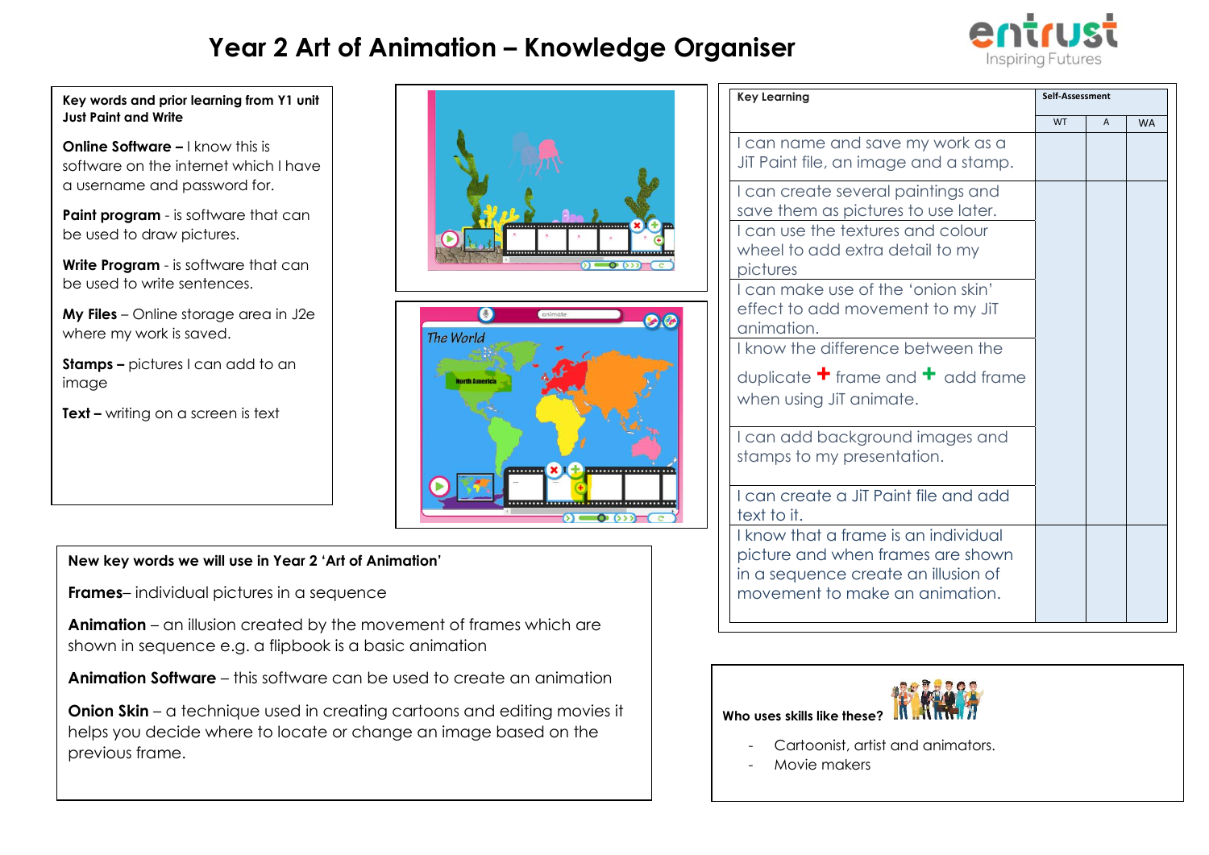# Year 2 Art of Animation – Knowledge Organiser

**Key words and prior learning from Y1 unit Just Paint and Write**

**Online Software –** I know this is software on the internet which I have a username and password for.

**Paint program** - is software that can be used to draw pictures.

**Write Program** - is software that can be used to write sentences.

**My Files** – Online storage area in J2e where my work is saved.

**Stamps –** pictures I can add to an image

**Text –** writing on a screen is text

**New key words we will use in Year 2 'Art of Animation'**

**Frames**– individual pictures in a sequence

**Animation** – an illusion created by the movement of frames which are shown in sequence e.g. a flipbook is a basic animation

**Animation Software** – this software can be used to create an animation

**Onion Skin** – a technique used in creating cartoons and editing movies it helps you decide where to locate or change an image based on the previous frame.

| Key Learning | Self-Assessment | | |
|---|---|---|---|
| | WT | A | WA |
| I can name and save my work as a JiT Paint file, an image and a stamp. | | | |
| I can create several paintings and save them as pictures to use later. | | | |
| I can use the textures and colour wheel to add extra detail to my pictures | | | |
| I can make use of the 'onion skin' effect to add movement to my JiT animation. | | | |
| I know the difference between the duplicate + frame and + add frame when using JiT animate. | | | |
| I can add background images and stamps to my presentation. | | | |
| I can create a JiT Paint file and add text to it. | | | |
| I know that a frame is an individual picture and when frames are shown in a sequence create an illusion of movement to make an animation. | | | |

**Who uses skills like these?**

- Cartoonist, artist and animators.
- Movie makers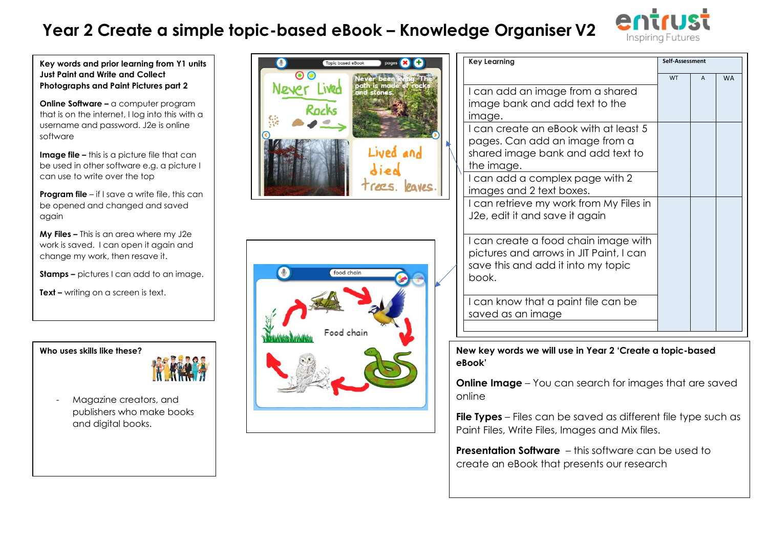# Year 2 Create a simple topic-based eBook – Knowledge Organiser V2

**Key words and prior learning from Y1 units Just Paint and Write and Collect Photographs and Paint Pictures part 2**

**Online Software –** a computer program that is on the internet, I log into this with a username and password. J2e is online software

**Image file –** this is a picture file that can be used in other software e.g. a picture I can use to write over the top

**Program file** – if I save a write file, this can be opened and changed and saved again

**My Files –** This is an area where my J2e work is saved. I can open it again and change my work, then resave it.

**Stamps –** pictures I can add to an image.

**Text –** writing on a screen is text.

**Who uses skills like these?**

- Magazine creators, and publishers who make books and digital books.

| Key Learning | Self-Assessment | | |
|---|---|---|---|
| | WT | A | WA |
| I can add an image from a shared image bank and add text to the image. | | | |
| I can create an eBook with at least 5 pages. Can add an image from a shared image bank and add text to the image. | | | |
| I can add a complex page with 2 images and 2 text boxes. | | | |
| I can retrieve my work from My Files in J2e, edit it and save it again | | | |
| I can create a food chain image with pictures and arrows in JIT Paint, I can save this and add it into my topic book. | | | |
| I can know that a paint file can be saved as an image | | | |

**New key words we will use in Year 2 'Create a topic-based eBook'**

**Online Image** – You can search for images that are saved online

**File Types** – Files can be saved as different file type such as Paint Files, Write Files, Images and Mix files.

**Presentation Software** – this software can be used to create an eBook that presents our research